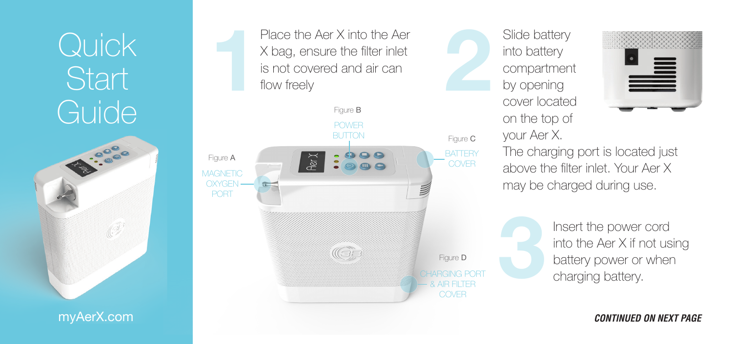# Quick Start Guide

myAerX.com

**1** Place the Aer X into the Aer X bag, ensure the filter inlet is not covered and air can flow freely

Figure A
MAGNETIC OXYGEN PORT

Figure B
POWER BUTTON

Figure C
BATTERY COVER

Figure D
CHARGING PORT & AIR FILTER COVER

**2** Slide battery into battery compartment by opening cover located on the top of your Aer X.

The charging port is located just above the filter inlet. Your Aer X may be charged during use.

**3** Insert the power cord into the Aer X if not using battery power or when charging battery.

***CONTINUED ON NEXT PAGE***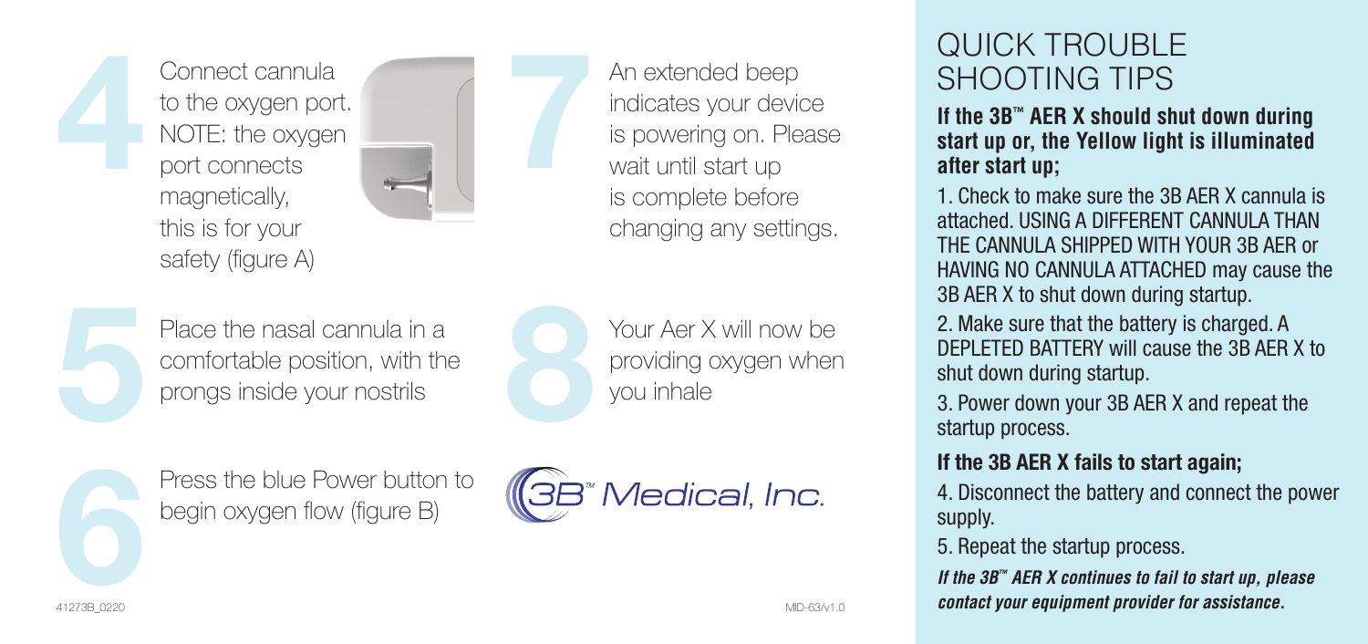**4** Connect cannula to the oxygen port. NOTE: the oxygen port connects magnetically, this is for your safety (figure A)

**5** Place the nasal cannula in a comfortable position, with the prongs inside your nostrils

**6** Press the blue Power button to begin oxygen flow (figure B)

**7** An extended beep indicates your device is powering on. Please wait until start up is complete before changing any settings.

**8** Your Aer X will now be providing oxygen when you inhale

3B™ Medical, Inc.

41273B_0220

MID-63/v1.0

## QUICK TROUBLE SHOOTING TIPS

**If the 3B™ AER X should shut down during start up or, the Yellow light is illuminated after start up;**

1. Check to make sure the 3B AER X cannula is attached. USING A DIFFERENT CANNULA THAN THE CANNULA SHIPPED WITH YOUR 3B AER or HAVING NO CANNULA ATTACHED may cause the 3B AER X to shut down during startup.
2. Make sure that the battery is charged. A DEPLETED BATTERY will cause the 3B AER X to shut down during startup.
3. Power down your 3B AER X and repeat the startup process.

**If the 3B AER X fails to start again;**

4. Disconnect the battery and connect the power supply.
5. Repeat the startup process.

***If the 3B™ AER X continues to fail to start up, please contact your equipment provider for assistance.***